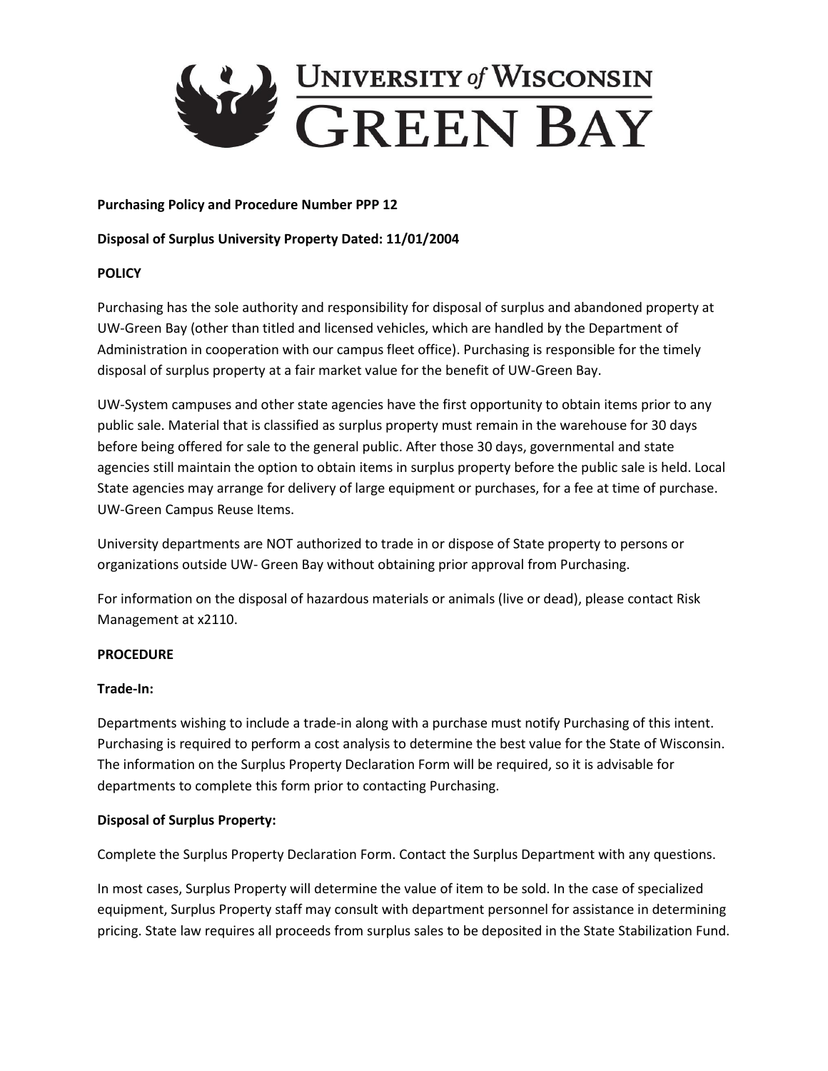# University of Wisconsin Green Bay

**Purchasing Policy and Procedure Number PPP 12**

**Disposal of Surplus University Property Dated: 11/01/2004**

## POLICY

Purchasing has the sole authority and responsibility for disposal of surplus and abandoned property at UW-Green Bay (other than titled and licensed vehicles, which are handled by the Department of Administration in cooperation with our campus fleet office). Purchasing is responsible for the timely disposal of surplus property at a fair market value for the benefit of UW-Green Bay.

UW-System campuses and other state agencies have the first opportunity to obtain items prior to any public sale. Material that is classified as surplus property must remain in the warehouse for 30 days before being offered for sale to the general public. After those 30 days, governmental and state agencies still maintain the option to obtain items in surplus property before the public sale is held. Local State agencies may arrange for delivery of large equipment or purchases, for a fee at time of purchase. UW-Green Campus Reuse Items.

University departments are NOT authorized to trade in or dispose of State property to persons or organizations outside UW- Green Bay without obtaining prior approval from Purchasing.

For information on the disposal of hazardous materials or animals (live or dead), please contact Risk Management at x2110.

## PROCEDURE

### Trade-In:

Departments wishing to include a trade-in along with a purchase must notify Purchasing of this intent. Purchasing is required to perform a cost analysis to determine the best value for the State of Wisconsin. The information on the Surplus Property Declaration Form will be required, so it is advisable for departments to complete this form prior to contacting Purchasing.

### Disposal of Surplus Property:

Complete the Surplus Property Declaration Form. Contact the Surplus Department with any questions.

In most cases, Surplus Property will determine the value of item to be sold. In the case of specialized equipment, Surplus Property staff may consult with department personnel for assistance in determining pricing. State law requires all proceeds from surplus sales to be deposited in the State Stabilization Fund.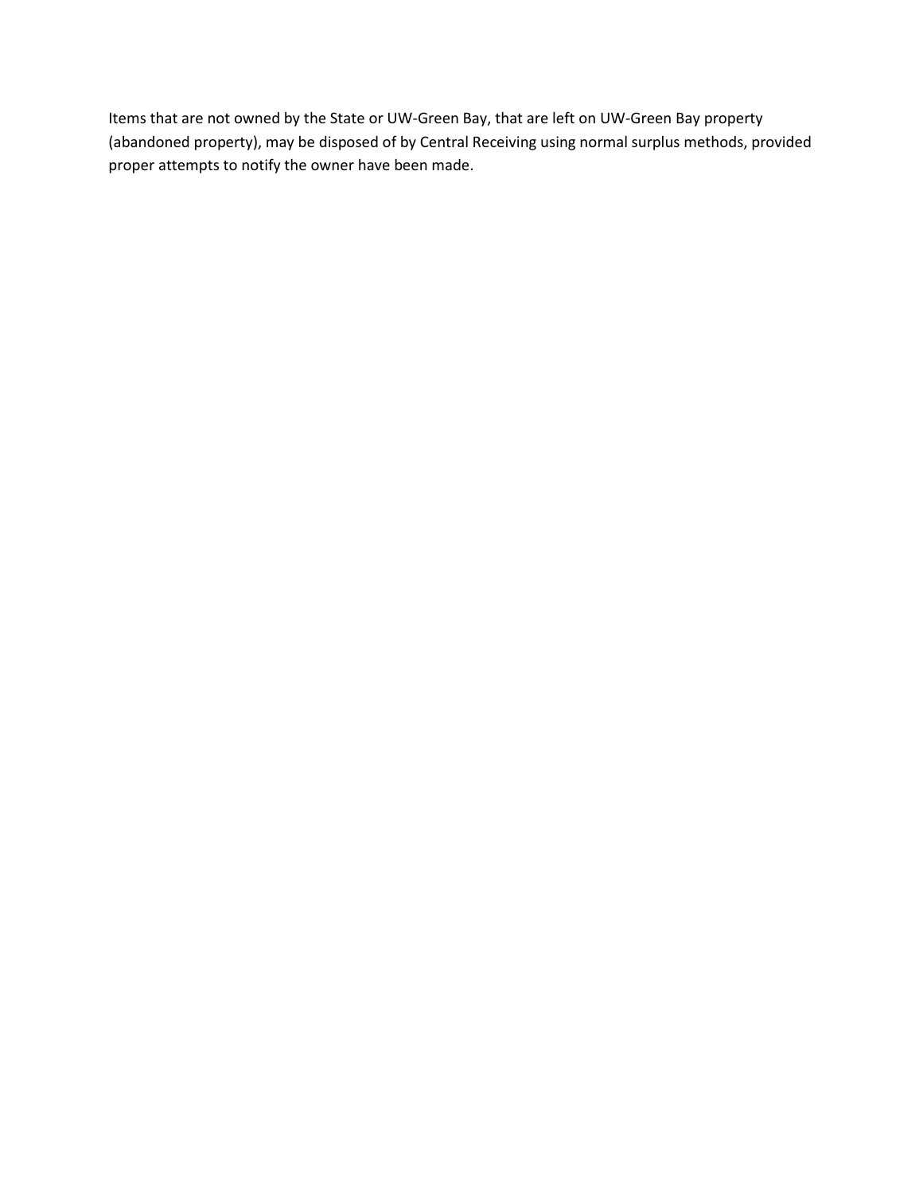Items that are not owned by the State or UW-Green Bay, that are left on UW-Green Bay property (abandoned property), may be disposed of by Central Receiving using normal surplus methods, provided proper attempts to notify the owner have been made.